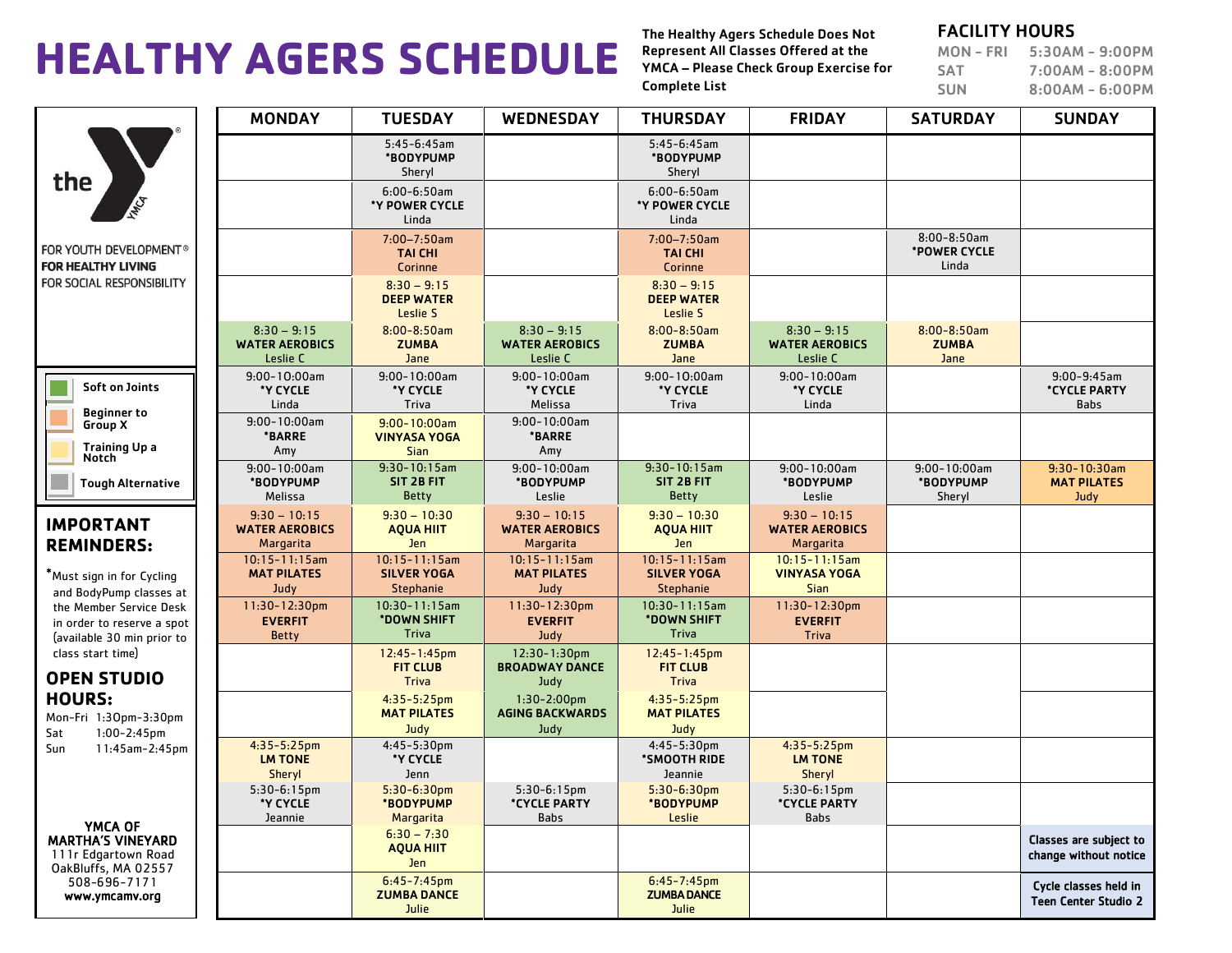# HEALTHY AGERS SCHEDULE

**The Healthy Agers Schedule Does Not Represent All Classes Offered at the YMCA – Please Check Group Exercise for Complete List**

## FACILITY HOURS

| | |
|---|---|
| MON – FRI | 5:30AM – 9:00PM |
| SAT | 7:00AM – 8:00PM |
| SUN | 8:00AM – 6:00PM |

the YMCA

FOR YOUTH DEVELOPMENT®
**FOR HEALTHY LIVING**
FOR SOCIAL RESPONSIBILITY

- Soft on Joints
- Beginner to Group X
- Training Up a Notch
- Tough Alternative

| MONDAY | TUESDAY | WEDNESDAY | THURSDAY | FRIDAY | SATURDAY | SUNDAY |
|---|---|---|---|---|---|---|
| | 5:45-6:45am **\*BODYPUMP** Sheryl | | 5:45-6:45am **\*BODYPUMP** Sheryl | | | |
| | 6:00-6:50am **\*Y POWER CYCLE** Linda | | 6:00-6:50am **\*Y POWER CYCLE** Linda | | | |
| | 7:00–7:50am **TAI CHI** Corinne | | 7:00–7:50am **TAI CHI** Corinne | | 8:00-8:50am **\*POWER CYCLE** Linda | |
| | 8:30 – 9:15 **DEEP WATER** Leslie S | | 8:30 – 9:15 **DEEP WATER** Leslie S | | | |
| 8:30 – 9:15 **WATER AEROBICS** Leslie C | 8:00-8:50am **ZUMBA** Jane | 8:30 – 9:15 **WATER AEROBICS** Leslie C | 8:00-8:50am **ZUMBA** Jane | 8:30 – 9:15 **WATER AEROBICS** Leslie C | 8:00-8:50am **ZUMBA** Jane | |
| 9:00-10:00am **\*Y CYCLE** Linda | 9:00-10:00am **\*Y CYCLE** Triva | 9:00-10:00am **\*Y CYCLE** Melissa | 9:00-10:00am **\*Y CYCLE** Triva | 9:00-10:00am **\*Y CYCLE** Linda | | 9:00-9:45am **\*CYCLE PARTY** Babs |
| 9:00-10:00am **\*BARRE** Amy | 9:00-10:00am **VINYASA YOGA** Sian | 9:00-10:00am **\*BARRE** Amy | | | | |
| 9:00-10:00am **\*BODYPUMP** Melissa | 9:30-10:15am **SIT 2B FIT** Betty | 9:00-10:00am **\*BODYPUMP** Leslie | 9:30-10:15am **SIT 2B FIT** Betty | 9:00-10:00am **\*BODYPUMP** Leslie | 9:00-10:00am **\*BODYPUMP** Sheryl | 9:30-10:30am **MAT PILATES** Judy |
| 9:30 – 10:15 **WATER AEROBICS** Margarita | 9:30 – 10:30 **AQUA HIIT** Jen | 9:30 – 10:15 **WATER AEROBICS** Margarita | 9:30 – 10:30 **AQUA HIIT** Jen | 9:30 – 10:15 **WATER AEROBICS** Margarita | | |
| 10:15-11:15am **MAT PILATES** Judy | 10:15-11:15am **SILVER YOGA** Stephanie | 10:15-11:15am **MAT PILATES** Judy | 10:15-11:15am **SILVER YOGA** Stephanie | 10:15-11:15am **VINYASA YOGA** Sian | | |
| 11:30-12:30pm **EVERFIT** Betty | 10:30-11:15am **\*DOWN SHIFT** Triva | 11:30-12:30pm **EVERFIT** Judy | 10:30-11:15am **\*DOWN SHIFT** Triva | 11:30-12:30pm **EVERFIT** Triva | | |
| | 12:45-1:45pm **FIT CLUB** Triva | 12:30-1:30pm **BROADWAY DANCE** Judy | 12:45-1:45pm **FIT CLUB** Triva | | | |
| | 4:35-5:25pm **MAT PILATES** Judy | 1:30-2:00pm **AGING BACKWARDS** Judy | 4:35-5:25pm **MAT PILATES** Judy | | | |
| 4:35-5:25pm **LM TONE** Sheryl | 4:45-5:30pm **\*Y CYCLE** Jenn | | 4:45-5:30pm **\*SMOOTH RIDE** Jeannie | 4:35-5:25pm **LM TONE** Sheryl | | |
| 5:30-6:15pm **\*Y CYCLE** Jeannie | 5:30-6:30pm **\*BODYPUMP** Margarita | 5:30-6:15pm **\*CYCLE PARTY** Babs | 5:30-6:30pm **\*BODYPUMP** Leslie | 5:30-6:15pm **\*CYCLE PARTY** Babs | | |
| | 6:30 – 7:30 **AQUA HIIT** Jen | | | | | **Classes are subject to change without notice** |
| | 6:45-7:45pm **ZUMBA DANCE** Julie | | 6:45-7:45pm **ZUMBA DANCE** Julie | | | **Cycle classes held in Teen Center Studio 2** |

## IMPORTANT REMINDERS:

*Must sign in for Cycling and BodyPump classes at the Member Service Desk in order to reserve a spot (available 30 min prior to class start time)

## OPEN STUDIO HOURS:

| | |
|---|---|
| Mon-Fri | 1:30pm-3:30pm |
| Sat | 1:00-2:45pm |
| Sun | 11:45am-2:45pm |

**YMCA OF MARTHA'S VINEYARD**
111r Edgartown Road
OakBluffs, MA 02557
508-696-7171
**www.ymcamv.org**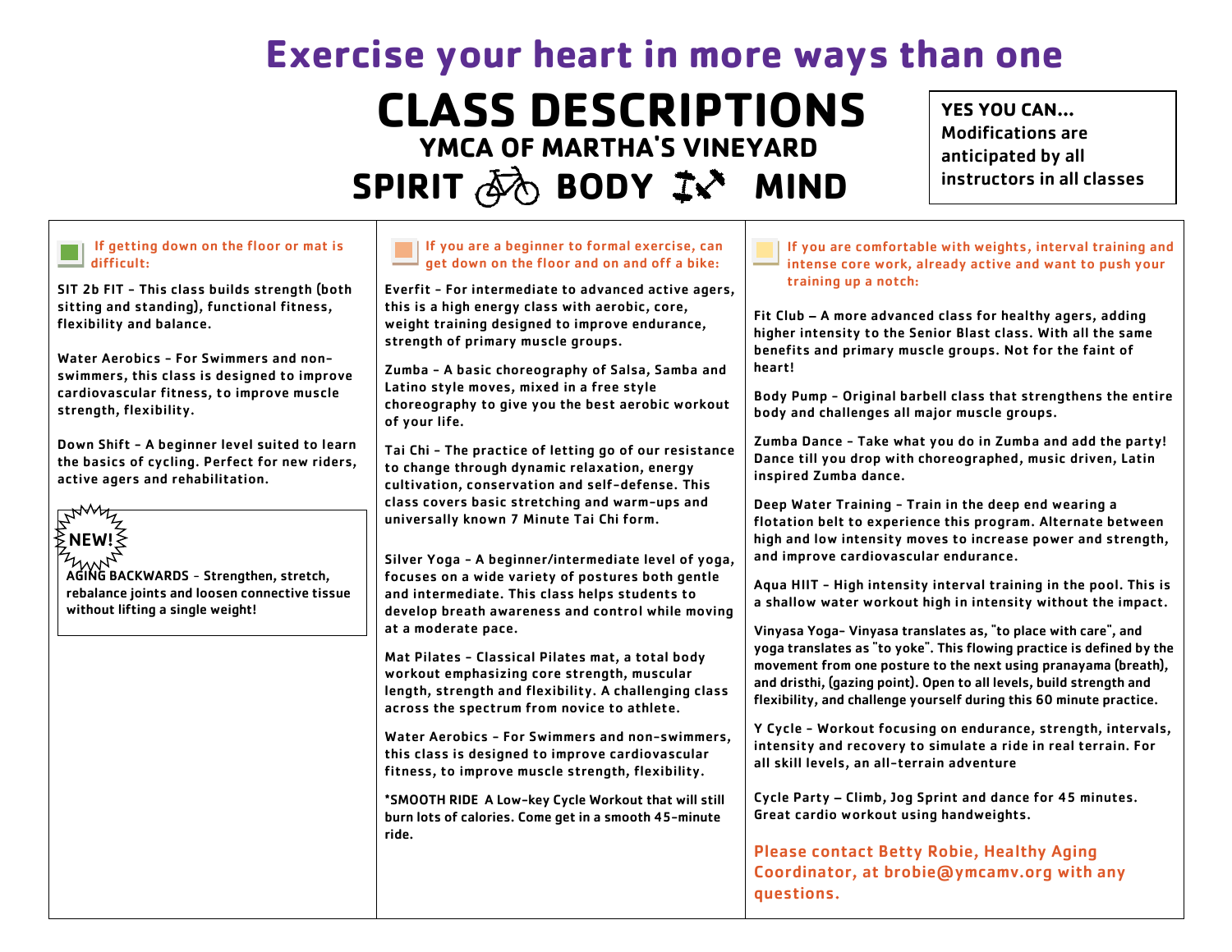# Exercise your heart in more ways than one

# CLASS DESCRIPTIONS

## YMCA OF MARTHA'S VINEYARD

## SPIRIT BODY MIND

**YES YOU CAN... Modifications are anticipated by all instructors in all classes**

### If getting down on the floor or mat is difficult:

**SIT 2b FIT** - This class builds strength (both sitting and standing), functional fitness, flexibility and balance.

**Water Aerobics** - For Swimmers and non-swimmers, this class is designed to improve cardiovascular fitness, to improve muscle strength, flexibility.

**Down Shift** - A beginner level suited to learn the basics of cycling. Perfect for new riders, active agers and rehabilitation.

**NEW!**

**AGING BACKWARDS** - Strengthen, stretch, rebalance joints and loosen connective tissue without lifting a single weight!

### If you are a beginner to formal exercise, can get down on the floor and on and off a bike:

**Everfit** - For intermediate to advanced active agers, this is a high energy class with aerobic, core, weight training designed to improve endurance, strength of primary muscle groups.

**Zumba** - A basic choreography of Salsa, Samba and Latino style moves, mixed in a free style choreography to give you the best aerobic workout of your life.

**Tai Chi** - The practice of letting go of our resistance to change through dynamic relaxation, energy cultivation, conservation and self-defense. This class covers basic stretching and warm-ups and universally known 7 Minute Tai Chi form.

**Silver Yoga** - A beginner/intermediate level of yoga, focuses on a wide variety of postures both gentle and intermediate. This class helps students to develop breath awareness and control while moving at a moderate pace.

**Mat Pilates** - Classical Pilates mat, a total body workout emphasizing core strength, muscular length, strength and flexibility. A challenging class across the spectrum from novice to athlete.

**Water Aerobics** - For Swimmers and non-swimmers, this class is designed to improve cardiovascular fitness, to improve muscle strength, flexibility.

***SMOOTH RIDE** A Low-key Cycle Workout that will still burn lots of calories. Come get in a smooth 45-minute ride.

### If you are comfortable with weights, interval training and intense core work, already active and want to push your training up a notch:

**Fit Club** – A more advanced class for healthy agers, adding higher intensity to the Senior Blast class. With all the same benefits and primary muscle groups. Not for the faint of heart!

**Body Pump** - Original barbell class that strengthens the entire body and challenges all major muscle groups.

**Zumba Dance** - Take what you do in Zumba and add the party! Dance till you drop with choreographed, music driven, Latin inspired Zumba dance.

**Deep Water Training** - Train in the deep end wearing a flotation belt to experience this program. Alternate between high and low intensity moves to increase power and strength, and improve cardiovascular endurance.

**Aqua HIIT** - High intensity interval training in the pool. This is a shallow water workout high in intensity without the impact.

**Vinyasa Yoga**- Vinyasa translates as, "to place with care", and yoga translates as "to yoke". This flowing practice is defined by the movement from one posture to the next using pranayama (breath), and dristhi, (gazing point). Open to all levels, build strength and flexibility, and challenge yourself during this 60 minute practice.

**Y Cycle** - Workout focusing on endurance, strength, intervals, intensity and recovery to simulate a ride in real terrain. For all skill levels, an all-terrain adventure

**Cycle Party** – Climb, Jog Sprint and dance for 45 minutes. Great cardio workout using handweights.

Please contact Betty Robie, Healthy Aging Coordinator, at brobie@ymcamv.org with any questions.